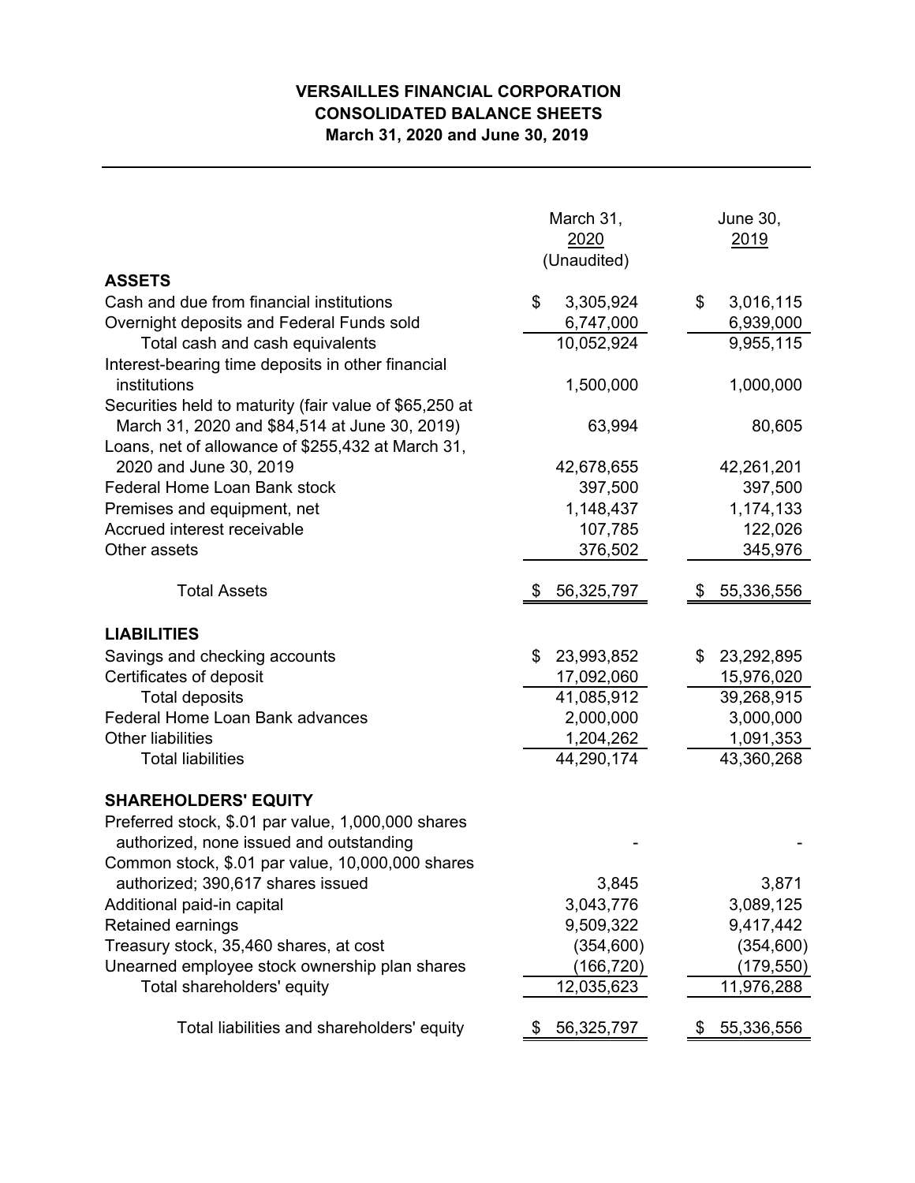# VERSAILLES FINANCIAL CORPORATION
## CONSOLIDATED BALANCE SHEETS
### March 31, 2020 and June 30, 2019

| | March 31, 2020 (Unaudited) | June 30, 2019 |
|---|---|---|
| **ASSETS** | | |
| Cash and due from financial institutions | $ 3,305,924 | $ 3,016,115 |
| Overnight deposits and Federal Funds sold | 6,747,000 | 6,939,000 |
| Total cash and cash equivalents | 10,052,924 | 9,955,115 |
| Interest-bearing time deposits in other financial institutions | 1,500,000 | 1,000,000 |
| Securities held to maturity (fair value of $65,250 at March 31, 2020 and $84,514 at June 30, 2019) | 63,994 | 80,605 |
| Loans, net of allowance of $255,432 at March 31, 2020 and June 30, 2019 | 42,678,655 | 42,261,201 |
| Federal Home Loan Bank stock | 397,500 | 397,500 |
| Premises and equipment, net | 1,148,437 | 1,174,133 |
| Accrued interest receivable | 107,785 | 122,026 |
| Other assets | 376,502 | 345,976 |
| Total Assets | $ 56,325,797 | $ 55,336,556 |
| **LIABILITIES** | | |
| Savings and checking accounts | $ 23,993,852 | $ 23,292,895 |
| Certificates of deposit | 17,092,060 | 15,976,020 |
| Total deposits | 41,085,912 | 39,268,915 |
| Federal Home Loan Bank advances | 2,000,000 | 3,000,000 |
| Other liabilities | 1,204,262 | 1,091,353 |
| Total liabilities | 44,290,174 | 43,360,268 |
| **SHAREHOLDERS' EQUITY** | | |
| Preferred stock, $.01 par value, 1,000,000 shares authorized, none issued and outstanding | - | - |
| Common stock, $.01 par value, 10,000,000 shares authorized; 390,617 shares issued | 3,845 | 3,871 |
| Additional paid-in capital | 3,043,776 | 3,089,125 |
| Retained earnings | 9,509,322 | 9,417,442 |
| Treasury stock, 35,460 shares, at cost | (354,600) | (354,600) |
| Unearned employee stock ownership plan shares | (166,720) | (179,550) |
| Total shareholders' equity | 12,035,623 | 11,976,288 |
| Total liabilities and shareholders' equity | $ 56,325,797 | $ 55,336,556 |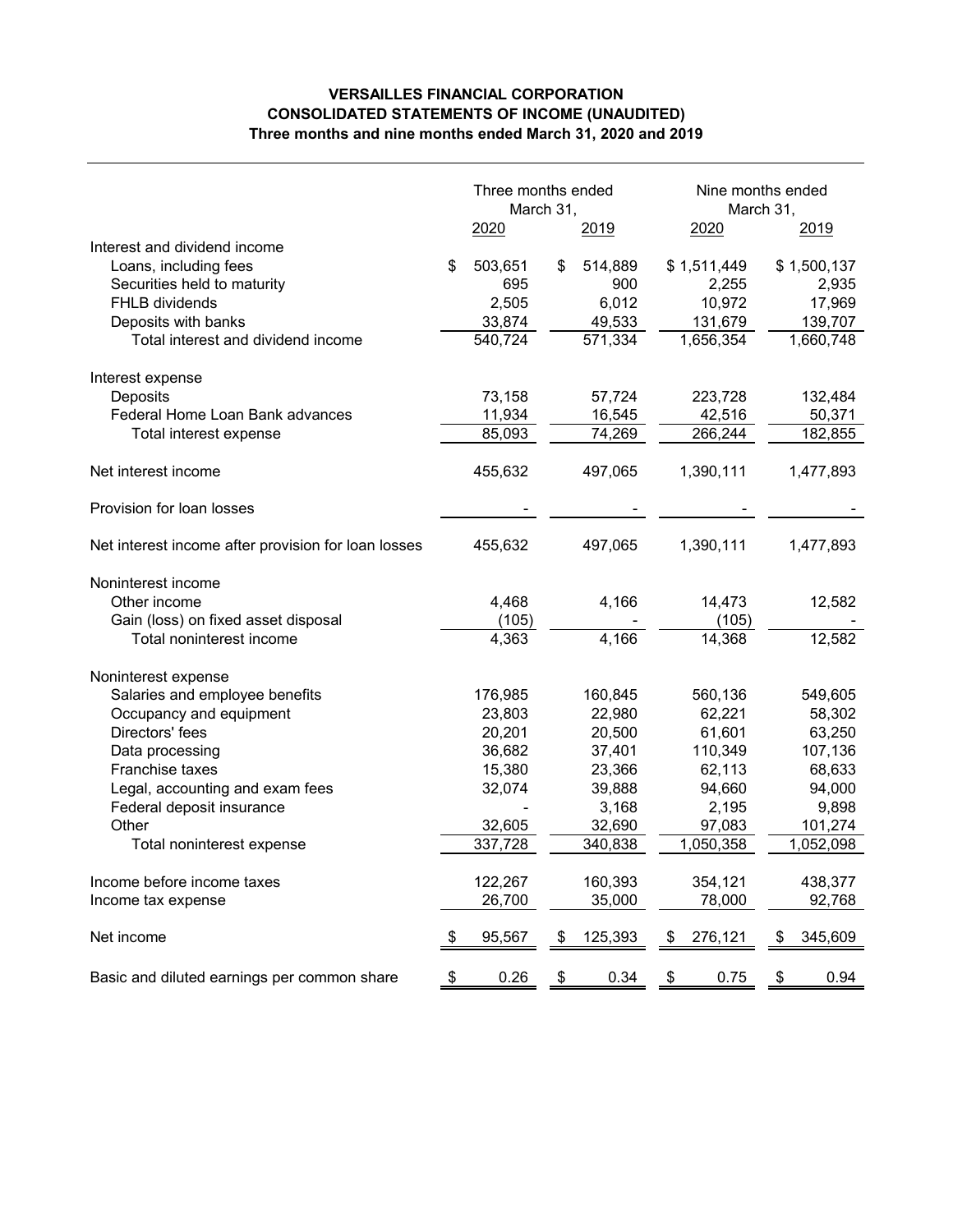**VERSAILLES FINANCIAL CORPORATION**
**CONSOLIDATED STATEMENTS OF INCOME (UNAUDITED)**
**Three months and nine months ended March 31, 2020 and 2019**

| | Three months ended March 31, | | Nine months ended March 31, | |
|---|---|---|---|---|
| | 2020 | 2019 | 2020 | 2019 |
| Interest and dividend income | | | | |
| Loans, including fees | $ 503,651 | $ 514,889 | $ 1,511,449 | $ 1,500,137 |
| Securities held to maturity | 695 | 900 | 2,255 | 2,935 |
| FHLB dividends | 2,505 | 6,012 | 10,972 | 17,969 |
| Deposits with banks | 33,874 | 49,533 | 131,679 | 139,707 |
| Total interest and dividend income | 540,724 | 571,334 | 1,656,354 | 1,660,748 |
| Interest expense | | | | |
| Deposits | 73,158 | 57,724 | 223,728 | 132,484 |
| Federal Home Loan Bank advances | 11,934 | 16,545 | 42,516 | 50,371 |
| Total interest expense | 85,093 | 74,269 | 266,244 | 182,855 |
| Net interest income | 455,632 | 497,065 | 1,390,111 | 1,477,893 |
| Provision for loan losses | - | - | - | - |
| Net interest income after provision for loan losses | 455,632 | 497,065 | 1,390,111 | 1,477,893 |
| Noninterest income | | | | |
| Other income | 4,468 | 4,166 | 14,473 | 12,582 |
| Gain (loss) on fixed asset disposal | (105) | - | (105) | - |
| Total noninterest income | 4,363 | 4,166 | 14,368 | 12,582 |
| Noninterest expense | | | | |
| Salaries and employee benefits | 176,985 | 160,845 | 560,136 | 549,605 |
| Occupancy and equipment | 23,803 | 22,980 | 62,221 | 58,302 |
| Directors' fees | 20,201 | 20,500 | 61,601 | 63,250 |
| Data processing | 36,682 | 37,401 | 110,349 | 107,136 |
| Franchise taxes | 15,380 | 23,366 | 62,113 | 68,633 |
| Legal, accounting and exam fees | 32,074 | 39,888 | 94,660 | 94,000 |
| Federal deposit insurance | - | 3,168 | 2,195 | 9,898 |
| Other | 32,605 | 32,690 | 97,083 | 101,274 |
| Total noninterest expense | 337,728 | 340,838 | 1,050,358 | 1,052,098 |
| Income before income taxes | 122,267 | 160,393 | 354,121 | 438,377 |
| Income tax expense | 26,700 | 35,000 | 78,000 | 92,768 |
| Net income | $ 95,567 | $ 125,393 | $ 276,121 | $ 345,609 |
| Basic and diluted earnings per common share | $ 0.26 | $ 0.34 | $ 0.75 | $ 0.94 |